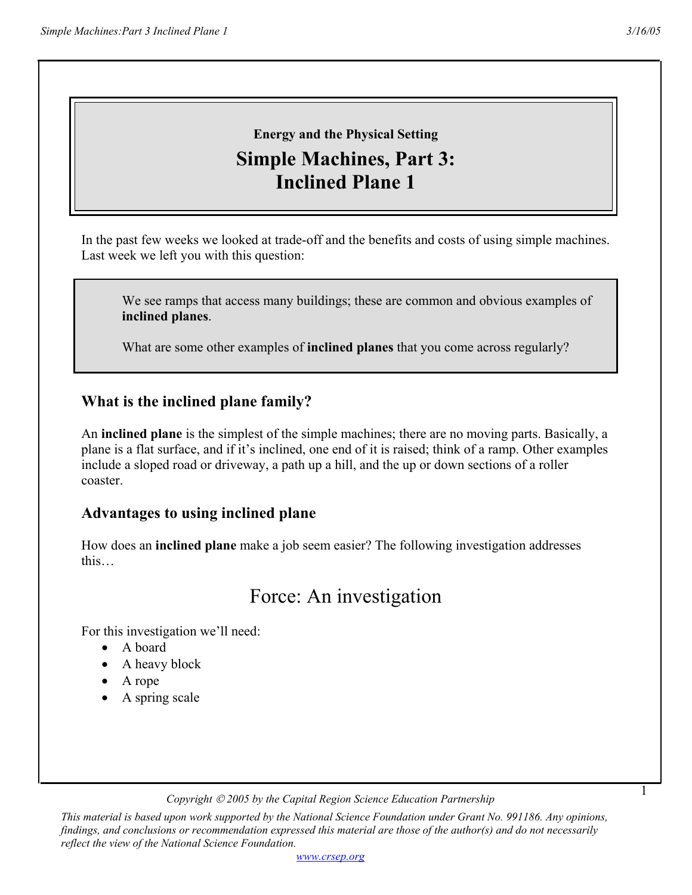**Energy and the Physical Setting**

# Simple Machines, Part 3: Inclined Plane 1

In the past few weeks we looked at trade-off and the benefits and costs of using simple machines. Last week we left you with this question:

> We see ramps that access many buildings; these are common and obvious examples of **inclined planes**.
>
> What are some other examples of **inclined planes** that you come across regularly?

## What is the inclined plane family?

An **inclined plane** is the simplest of the simple machines; there are no moving parts. Basically, a plane is a flat surface, and if it's inclined, one end of it is raised; think of a ramp. Other examples include a sloped road or driveway, a path up a hill, and the up or down sections of a roller coaster.

## Advantages to using inclined plane

How does an **inclined plane** make a job seem easier? The following investigation addresses this…

# Force: An investigation

For this investigation we'll need:

- A board
- A heavy block
- A rope
- A spring scale

*Copyright © 2005 by the Capital Region Science Education Partnership*

*This material is based upon work supported by the National Science Foundation under Grant No. 991186. Any opinions, findings, and conclusions or recommendation expressed this material are those of the author(s) and do not necessarily reflect the view of the National Science Foundation.*

www.crsep.org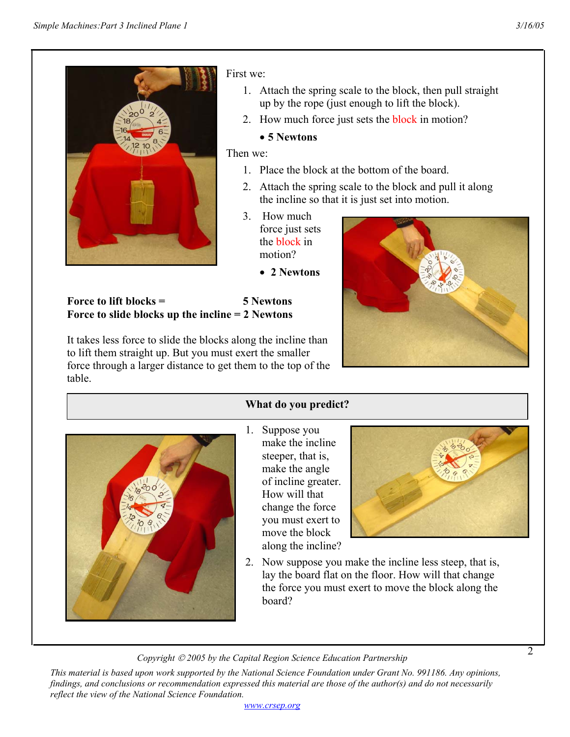First we:

1. Attach the spring scale to the block, then pull straight up by the rope (just enough to lift the block).
2. How much force just sets the block in motion?
   - **5 Newtons**

Then we:

1. Place the block at the bottom of the board.
2. Attach the spring scale to the block and pull it along the incline so that it is just set into motion.
3. How much force just sets the block in motion?
   - **2 Newtons**

**Force to lift blocks = 5 Newtons**
**Force to slide blocks up the incline = 2 Newtons**

It takes less force to slide the blocks along the incline than to lift them straight up. But you must exert the smaller force through a larger distance to get them to the top of the table.

**What do you predict?**

1. Suppose you make the incline steeper, that is, make the angle of incline greater. How will that change the force you must exert to move the block along the incline?
2. Now suppose you make the incline less steep, that is, lay the board flat on the floor. How will that change the force you must exert to move the block along the board?

*Copyright © 2005 by the Capital Region Science Education Partnership*

*This material is based upon work supported by the National Science Foundation under Grant No. 991186. Any opinions, findings, and conclusions or recommendation expressed this material are those of the author(s) and do not necessarily reflect the view of the National Science Foundation.*

www.crsep.org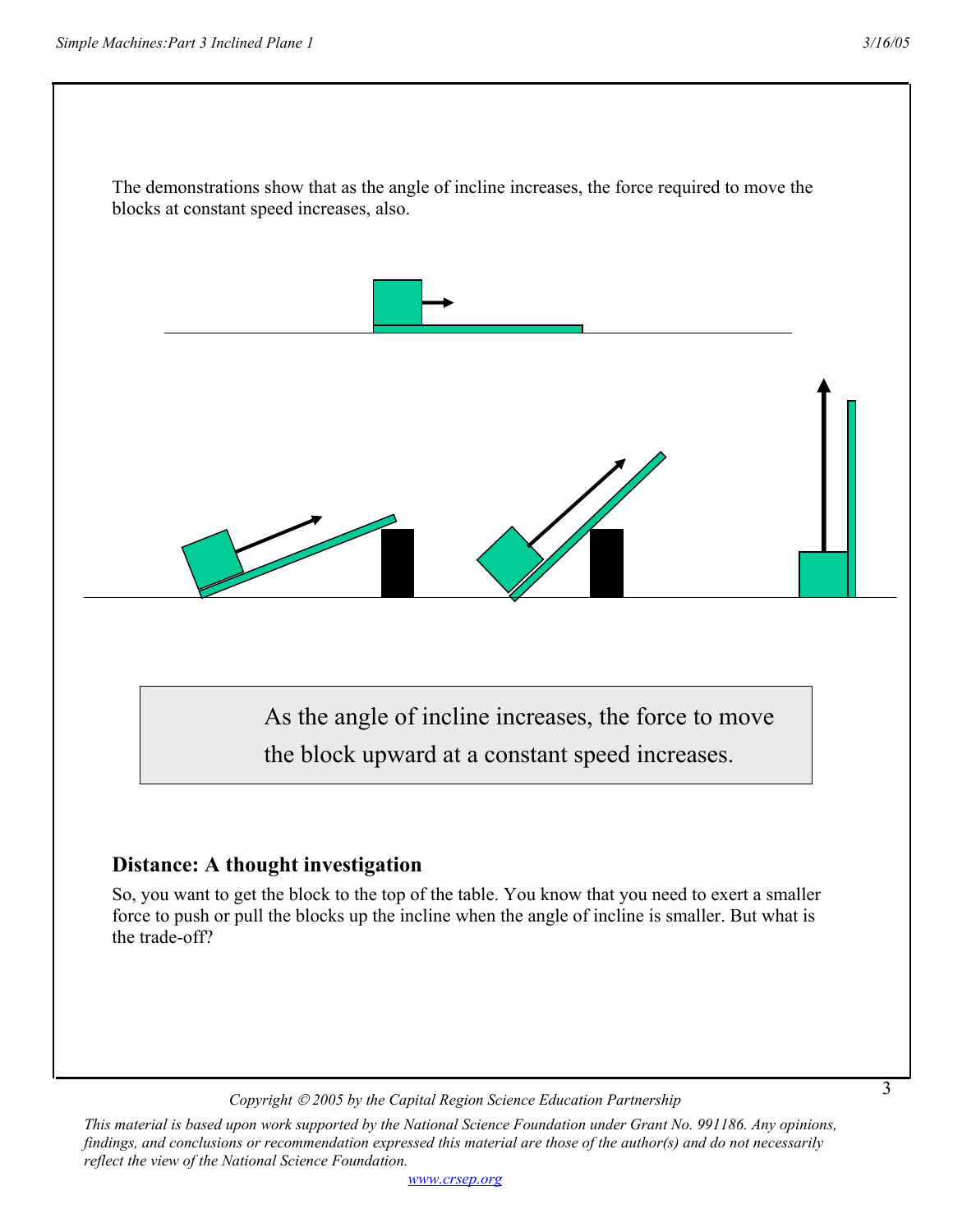The demonstrations show that as the angle of incline increases, the force required to move the blocks at constant speed increases, also.

> As the angle of incline increases, the force to move the block upward at a constant speed increases.

### Distance: A thought investigation

So, you want to get the block to the top of the table. You know that you need to exert a smaller force to push or pull the blocks up the incline when the angle of incline is smaller. But what is the trade-off?

Copyright © 2005 by the Capital Region Science Education Partnership

*This material is based upon work supported by the National Science Foundation under Grant No. 991186. Any opinions, findings, and conclusions or recommendation expressed this material are those of the author(s) and do not necessarily reflect the view of the National Science Foundation.*

www.crsep.org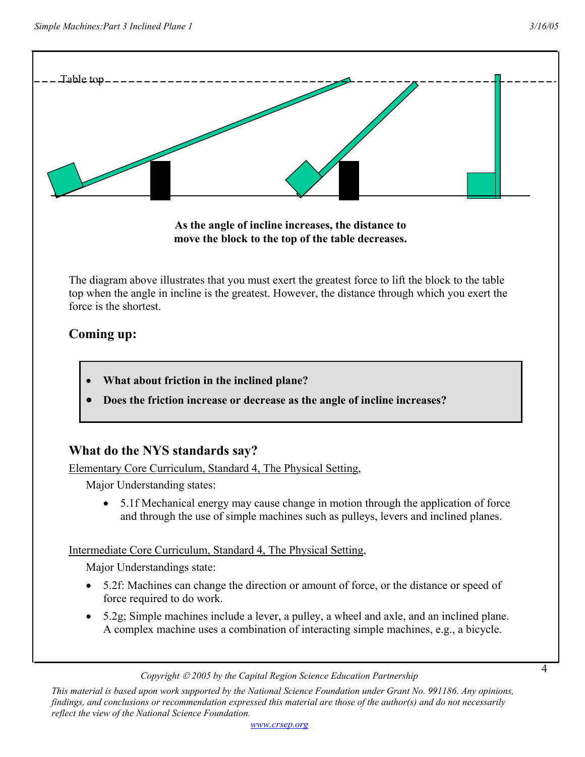Table top

**As the angle of incline increases, the distance to move the block to the top of the table decreases.**

The diagram above illustrates that you must exert the greatest force to lift the block to the table top when the angle in incline is the greatest. However, the distance through which you exert the force is the shortest.

## Coming up:

- **What about friction in the inclined plane?**
- **Does the friction increase or decrease as the angle of incline increases?**

## What do the NYS standards say?

Elementary Core Curriculum, Standard 4, The Physical Setting,

Major Understanding states:

- 5.1f Mechanical energy may cause change in motion through the application of force and through the use of simple machines such as pulleys, levers and inclined planes.

Intermediate Core Curriculum, Standard 4, The Physical Setting,

Major Understandings state:

- 5.2f: Machines can change the direction or amount of force, or the distance or speed of force required to do work.
- 5.2g; Simple machines include a lever, a pulley, a wheel and axle, and an inclined plane. A complex machine uses a combination of interacting simple machines, e.g., a bicycle.

*Copyright © 2005 by the Capital Region Science Education Partnership*

*This material is based upon work supported by the National Science Foundation under Grant No. 991186. Any opinions, findings, and conclusions or recommendation expressed this material are those of the author(s) and do not necessarily reflect the view of the National Science Foundation.*

www.crsep.org